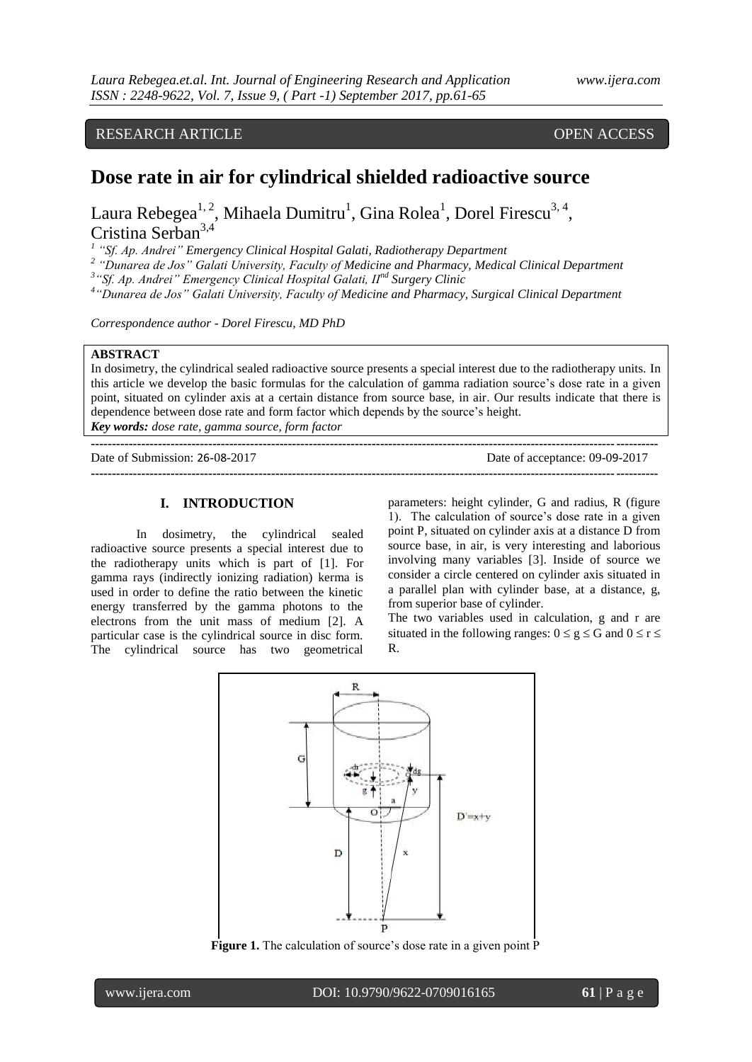RESEARCH ARTICLE OPEN ACCESS

# Dose rate in air for cylindrical shielded radioactive source

Laura Rebegea[1,2], Mihaela Dumitru[1], Gina Rolea[1], Dorel Firescu[3,4], Cristina Serban[3,4]

[1] "Sf. Ap. Andrei" Emergency Clinical Hospital Galati, Radiotherapy Department
[2] "Dunarea de Jos" Galati University, Faculty of Medicine and Pharmacy, Medical Clinical Department
[3] "Sf. Ap. Andrei" Emergency Clinical Hospital Galati, II[nd] Surgery Clinic
[4] "Dunarea de Jos" Galati University, Faculty of Medicine and Pharmacy, Surgical Clinical Department

*Correspondence author - Dorel Firescu, MD PhD*

**ABSTRACT**

In dosimetry, the cylindrical sealed radioactive source presents a special interest due to the radiotherapy units. In this article we develop the basic formulas for the calculation of gamma radiation source's dose rate in a given point, situated on cylinder axis at a certain distance from source base, in air. Our results indicate that there is dependence between dose rate and form factor which depends by the source's height.

***Key words:*** *dose rate, gamma source, form factor*

Date of Submission: 26-08-2017 Date of acceptance: 09-09-2017

## I. INTRODUCTION

In dosimetry, the cylindrical sealed radioactive source presents a special interest due to the radiotherapy units which is part of [1]. For gamma rays (indirectly ionizing radiation) kerma is used in order to define the ratio between the kinetic energy transferred by the gamma photons to the electrons from the unit mass of medium [2]. A particular case is the cylindrical source in disc form. The cylindrical source has two geometrical parameters: height cylinder, G and radius, R (figure 1). The calculation of source's dose rate in a given point P, situated on cylinder axis at a distance D from source base, in air, is very interesting and laborious involving many variables [3]. Inside of source we consider a circle centered on cylinder axis situated in a parallel plan with cylinder base, at a distance, g, from superior base of cylinder.

The two variables used in calculation, g and r are situated in the following ranges: $0 \le g \le G$ and $0 \le r \le R$.

**Figure 1.** The calculation of source's dose rate in a given point P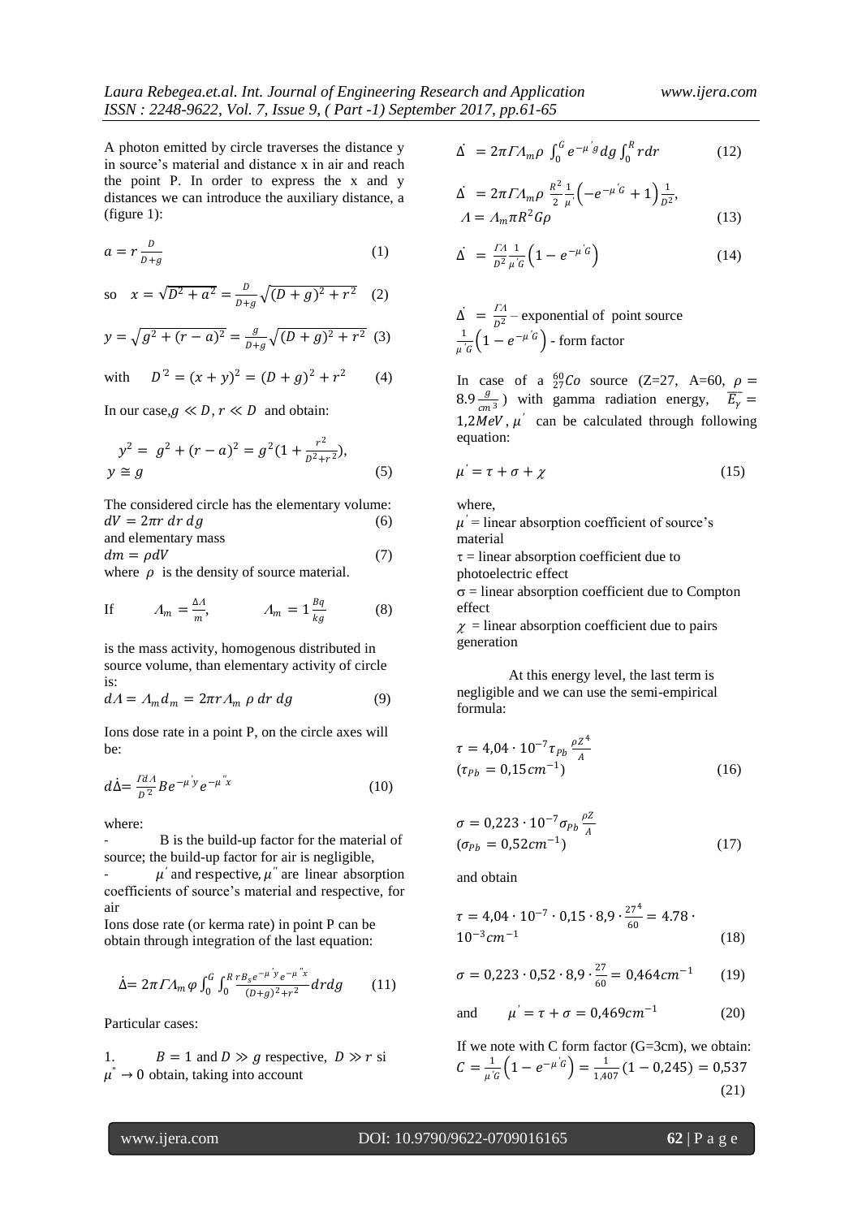A photon emitted by circle traverses the distance y in source's material and distance x in air and reach the point P. In order to express the x and y distances we can introduce the auxiliary distance, a (figure 1):

$$a = r\frac{D}{D+g} \quad (1)$$

so $x = \sqrt{D^2 + a^2} = \frac{D}{D+g}\sqrt{(D+g)^2 + r^2}$ (2)

$$y = \sqrt{g^2 + (r-a)^2} = \frac{g}{D+g}\sqrt{(D+g)^2 + r^2} \quad (3)$$

with $D'^2 = (x+y)^2 = (D+g)^2 + r^2$ (4)

In our case, $g \ll D$, $r \ll D$ and obtain:

$$y^2 = g^2 + (r-a)^2 = g^2\left(1 + \frac{r^2}{D^2 + r^2}\right),$$
$$y \cong g \quad (5)$$

The considered circle has the elementary volume:

$$dV = 2\pi r\, dr\, dg \quad (6)$$

and elementary mass

$$dm = \rho dV \quad (7)$$

where $\rho$ is the density of source material.

If $\Lambda_m = \frac{\Delta\Lambda}{m}$, $\Lambda_m = 1\frac{Bq}{kg}$ (8)

is the mass activity, homogenous distributed in source volume, than elementary activity of circle is:

$$d\Lambda = \Lambda_m d_m = 2\pi r \Lambda_m\, \rho\, dr\, dg \quad (9)$$

Ions dose rate in a point P, on the circle axes will be:

$$d\dot{\Delta} = \frac{\Gamma d\Lambda}{D'^2} B e^{-\mu' y} e^{-\mu'' x} \quad (10)$$

where:

- B is the build-up factor for the material of source; the build-up factor for air is negligible,
- $\mu'$ and respective, $\mu''$ are linear absorption coefficients of source's material and respective, for air

Ions dose rate (or kerma rate) in point P can be obtain through integration of the last equation:

$$\dot{\Delta} = 2\pi\Gamma\Lambda_m \varphi \int_0^G \int_0^R \frac{r B_s e^{-\mu' y} e^{-\mu'' x}}{(D+g)^2 + r^2}\, dr dg \quad (11)$$

Particular cases:

1. $B = 1$ and $D \gg g$ respective, $D \gg r$ si $\mu'' \to 0$ obtain, taking into account

$$\dot{\Delta} = 2\pi\Gamma\Lambda_m \rho \int_0^G e^{-\mu' g} dg \int_0^R r dr \quad (12)$$

$$\dot{\Delta} = 2\pi\Gamma\Lambda_m \rho\, \frac{R^2}{2}\frac{1}{\mu'}\left(-e^{-\mu' G} + 1\right)\frac{1}{D^2},$$
$$\Lambda = \Lambda_m \pi R^2 G \rho \quad (13)$$

$$\dot{\Delta} = \frac{\Gamma\Lambda}{D^2}\frac{1}{\mu' G}\left(1 - e^{-\mu' G}\right) \quad (14)$$

$\dot{\Delta} = \frac{\Gamma\Lambda}{D^2}$ – exponential of point source

$\frac{1}{\mu' G}\left(1 - e^{-\mu' G}\right)$ - form factor

In case of a ${}^{60}_{27}Co$ source (Z=27, A=60, $\rho = 8.9\frac{g}{cm^3}$) with gamma radiation energy, $\overline{E_\gamma} = 1{,}2MeV$, $\mu'$ can be calculated through following equation:

$$\mu' = \tau + \sigma + \chi \quad (15)$$

where,

$\mu'$ = linear absorption coefficient of source's material

$\tau$ = linear absorption coefficient due to photoelectric effect

$\sigma$ = linear absorption coefficient due to Compton effect

$\chi$ = linear absorption coefficient due to pairs generation

At this energy level, the last term is negligible and we can use the semi-empirical formula:

$$\tau = 4{,}04 \cdot 10^{-7} \tau_{Pb} \frac{\rho Z^4}{A}$$
$$(\tau_{Pb} = 0{,}15 cm^{-1}) \quad (16)$$

$$\sigma = 0{,}223 \cdot 10^{-7} \sigma_{Pb} \frac{\rho Z}{A}$$
$$(\sigma_{Pb} = 0{,}52 cm^{-1}) \quad (17)$$

and obtain

$$\tau = 4{,}04 \cdot 10^{-7} \cdot 0{,}15 \cdot 8{,}9 \cdot \frac{27^4}{60} = 4.78 \cdot 10^{-3} cm^{-1} \quad (18)$$

$$\sigma = 0{,}223 \cdot 0{,}52 \cdot 8{,}9 \cdot \frac{27}{60} = 0{,}464 cm^{-1} \quad (19)$$

and $\mu' = \tau + \sigma = 0{,}469 cm^{-1}$ (20)

If we note with C form factor (G=3cm), we obtain:

$$C = \frac{1}{\mu' G}\left(1 - e^{-\mu' G}\right) = \frac{1}{1{,}407}(1 - 0{,}245) = 0{,}537 \quad (21)$$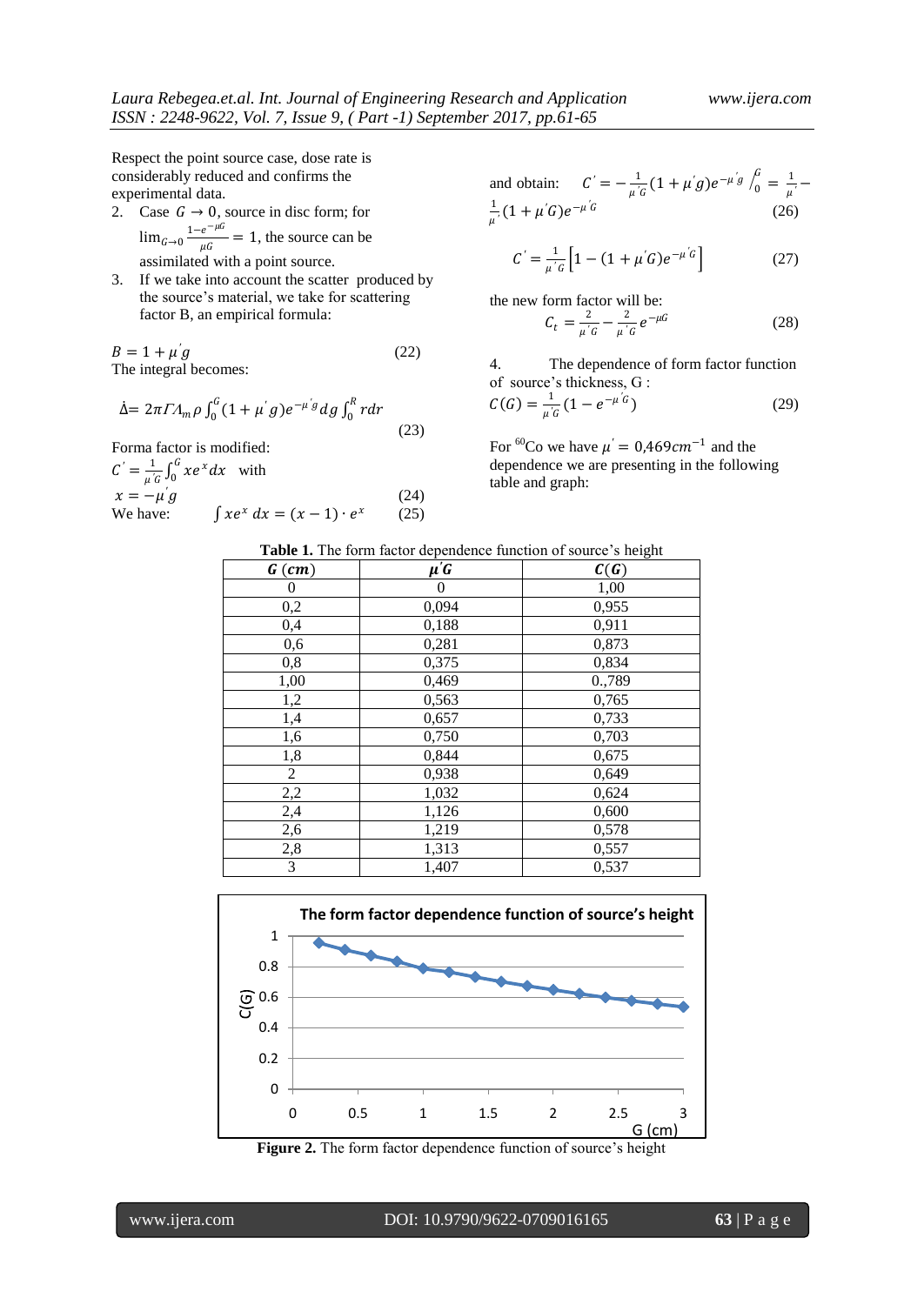Respect the point source case, dose rate is considerably reduced and confirms the experimental data.

2. Case $G \rightarrow 0$, source in disc form; for $\lim_{G\to 0} \frac{1-e^{-\mu G}}{\mu G} = 1$, the source can be assimilated with a point source.
3. If we take into account the scatter produced by the source's material, we take for scattering factor B, an empirical formula:

$$B = 1 + \mu' g \tag{22}$$

The integral becomes:

$$\dot{\Delta} = 2\pi\Gamma\Lambda_m \rho \int_0^G (1 + \mu' g) e^{-\mu' g} dg \int_0^R r dr \tag{23}$$

Forma factor is modified:

$$C' = \frac{1}{\mu' G}\int_0^G x e^x dx \quad \text{with}$$

$$x = -\mu' g \tag{24}$$

We have: $\int x e^x \, dx = (x-1) \cdot e^x$ (25)

and obtain: $C' = -\frac{1}{\mu' G}(1 + \mu' g) e^{-\mu' g} \Big/_0^G = \frac{1}{\mu'} - \frac{1}{\mu'}(1 + \mu' G) e^{-\mu' G}$ (26)

$$C' = \frac{1}{\mu' G}\left[1 - (1 + \mu' G) e^{-\mu' G}\right] \tag{27}$$

the new form factor will be:

$$C_t = \frac{2}{\mu' G} - \frac{2}{\mu' G} e^{-\mu G} \tag{28}$$

4. The dependence of form factor function of source's thickness, G :

$$C(G) = \frac{1}{\mu' G}\left(1 - e^{-\mu' G}\right) \tag{29}$$

For $^{60}$Co we have $\mu' = 0{,}469 cm^{-1}$ and the dependence we are presenting in the following table and graph:

**Table 1.** The form factor dependence function of source's height

| $G\ (cm)$ | $\mu' G$ | $C(G)$ |
|---|---|---|
| 0 | 0 | 1,00 |
| 0,2 | 0,094 | 0,955 |
| 0,4 | 0,188 | 0,911 |
| 0,6 | 0,281 | 0,873 |
| 0,8 | 0,375 | 0,834 |
| 1,00 | 0,469 | 0.,789 |
| 1,2 | 0,563 | 0,765 |
| 1,4 | 0,657 | 0,733 |
| 1,6 | 0,750 | 0,703 |
| 1,8 | 0,844 | 0,675 |
| 2 | 0,938 | 0,649 |
| 2,2 | 1,032 | 0,624 |
| 2,4 | 1,126 | 0,600 |
| 2,6 | 1,219 | 0,578 |
| 2,8 | 1,313 | 0,557 |
| 3 | 1,407 | 0,537 |

**Figure 2.** The form factor dependence function of source's height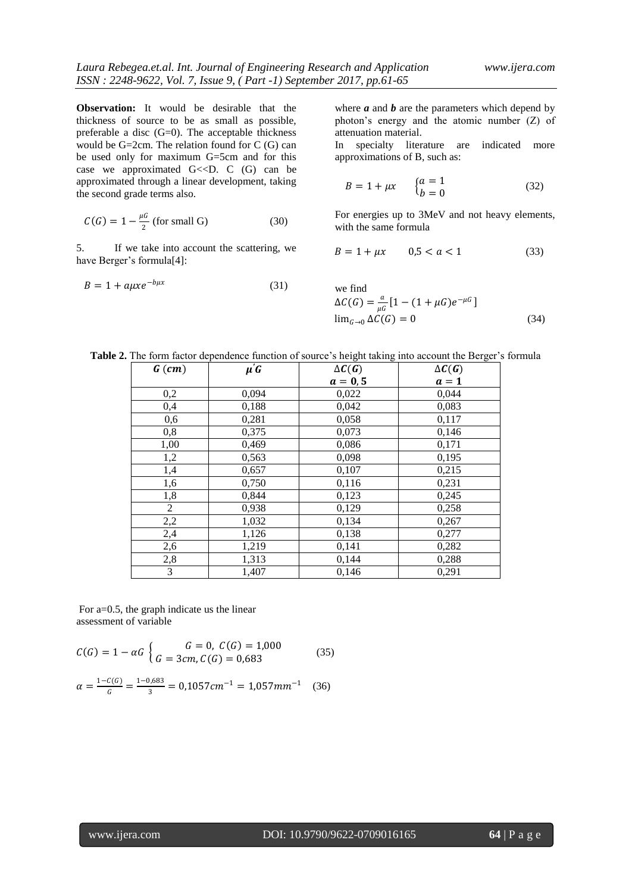**Observation:** It would be desirable that the thickness of source to be as small as possible, preferable a disc (G=0). The acceptable thickness would be G=2cm. The relation found for C (G) can be used only for maximum G=5cm and for this case we approximated G<<D. C (G) can be approximated through a linear development, taking the second grade terms also.

$$C(G) = 1 - \frac{\mu G}{2} \text{ (for small G)} \tag{30}$$

5. If we take into account the scattering, we have Berger's formula[4]:

$$B = 1 + a\mu x e^{-b\mu x} \tag{31}$$

where ***a*** and ***b*** are the parameters which depend by photon's energy and the atomic number (Z) of attenuation material.

In specialty literature are indicated more approximations of B, such as:

$$B = 1 + \mu x \qquad \begin{cases} a = 1 \\ b = 0 \end{cases} \tag{32}$$

For energies up to 3MeV and not heavy elements, with the same formula

$$B = 1 + \mu x \qquad 0{,}5 < a < 1 \tag{33}$$

we find

$$\Delta C(G) = \frac{a}{\mu G}\left[1 - (1 + \mu G)e^{-\mu G}\right]$$
$$\lim_{G \to 0} \Delta C(G) = 0 \tag{34}$$

**Table 2.** The form factor dependence function of source's height taking into account the Berger's formula

| $G\ (cm)$ | $\mu' G$ | $\Delta C(G)$ $a = 0,5$ | $\Delta C(G)$ $a = 1$ |
|---|---|---|---|
| 0,2 | 0,094 | 0,022 | 0,044 |
| 0,4 | 0,188 | 0,042 | 0,083 |
| 0,6 | 0,281 | 0,058 | 0,117 |
| 0,8 | 0,375 | 0,073 | 0,146 |
| 1,00 | 0,469 | 0,086 | 0,171 |
| 1,2 | 0,563 | 0,098 | 0,195 |
| 1,4 | 0,657 | 0,107 | 0,215 |
| 1,6 | 0,750 | 0,116 | 0,231 |
| 1,8 | 0,844 | 0,123 | 0,245 |
| 2 | 0,938 | 0,129 | 0,258 |
| 2,2 | 1,032 | 0,134 | 0,267 |
| 2,4 | 1,126 | 0,138 | 0,277 |
| 2,6 | 1,219 | 0,141 | 0,282 |
| 2,8 | 1,313 | 0,144 | 0,288 |
| 3 | 1,407 | 0,146 | 0,291 |

For a=0.5, the graph indicate us the linear assessment of variable

$$C(G) = 1 - \alpha G \begin{cases} G = 0,\ C(G) = 1{,}000 \\ G = 3cm,\ C(G) = 0{,}683 \end{cases} \tag{35}$$

$$\alpha = \frac{1 - C(G)}{G} = \frac{1 - 0{,}683}{3} = 0{,}1057 cm^{-1} = 1{,}057 mm^{-1} \tag{36}$$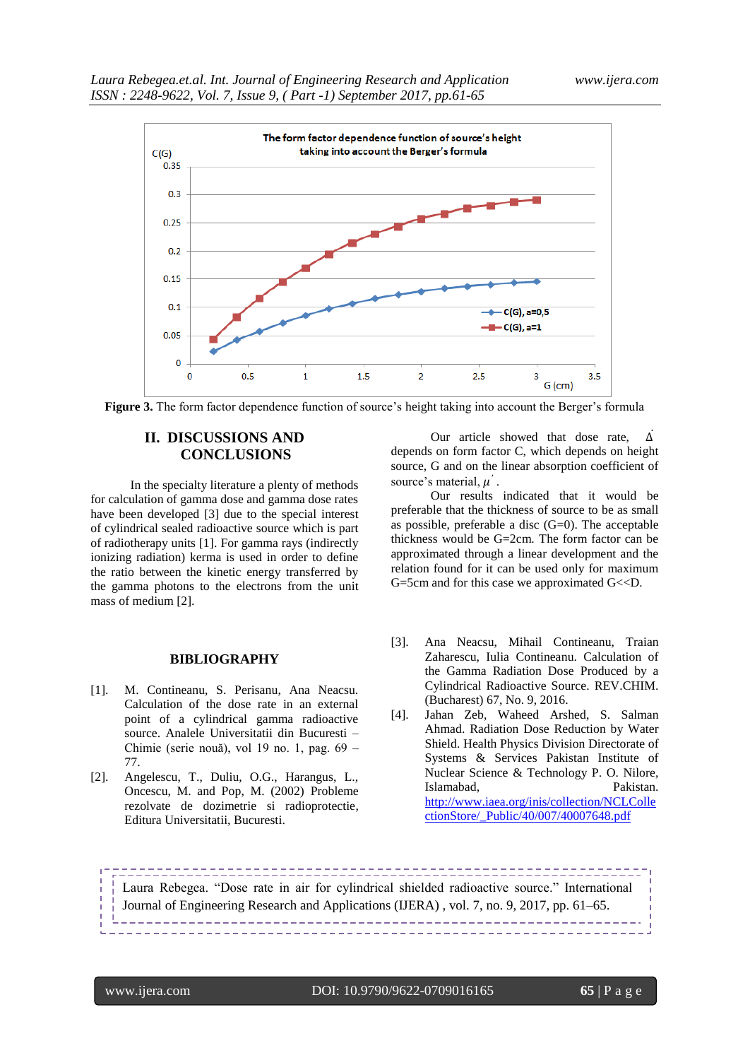The form factor dependence function of source's height
taking into account the Berger's formula

C(G)

0.35
0.3
0.25
0.2
0.15
0.1
0.05
0

0
0.5
1
1.5
2
2.5
3
3.5

G (cm)

C(G), a=0,5
C(G), a=1

**Figure 3.** The form factor dependence function of source's height taking into account the Berger's formula

## II. DISCUSSIONS AND CONCLUSIONS

In the specialty literature a plenty of methods for calculation of gamma dose and gamma dose rates have been developed [3] due to the special interest of cylindrical sealed radioactive source which is part of radiotherapy units [1]. For gamma rays (indirectly ionizing radiation) kerma is used in order to define the ratio between the kinetic energy transferred by the gamma photons to the electrons from the unit mass of medium [2].

Our article showed that dose rate, $\dot{\Delta}$ depends on form factor C, which depends on height source, G and on the linear absorption coefficient of source's material, $\mu'$.

Our results indicated that it would be preferable that the thickness of source to be as small as possible, preferable a disc (G=0). The acceptable thickness would be G=2cm. The form factor can be approximated through a linear development and the relation found for it can be used only for maximum G=5cm and for this case we approximated G<<D.

## BIBLIOGRAPHY

[1]. M. Contineanu, S. Perisanu, Ana Neacsu. Calculation of the dose rate in an external point of a cylindrical gamma radioactive source. Analele Universitatii din Bucuresti – Chimie (serie nouă), vol 19 no. 1, pag. 69 – 77.

[2]. Angelescu, T., Duliu, O.G., Harangus, L., Oncescu, M. and Pop, M. (2002) Probleme rezolvate de dozimetrie si radioprotectie, Editura Universitatii, Bucuresti.

[3]. Ana Neacsu, Mihail Contineanu, Traian Zaharescu, Iulia Contineanu. Calculation of the Gamma Radiation Dose Produced by a Cylindrical Radioactive Source. REV.CHIM. (Bucharest) 67, No. 9, 2016.

[4]. Jahan Zeb, Waheed Arshed, S. Salman Ahmad. Radiation Dose Reduction by Water Shield. Health Physics Division Directorate of Systems & Services Pakistan Institute of Nuclear Science & Technology P. O. Nilore, Islamabad, Pakistan. http://www.iaea.org/inis/collection/NCLCollectionStore/_Public/40/007/40007648.pdf

Laura Rebegea. "Dose rate in air for cylindrical shielded radioactive source." International Journal of Engineering Research and Applications (IJERA) , vol. 7, no. 9, 2017, pp. 61–65.